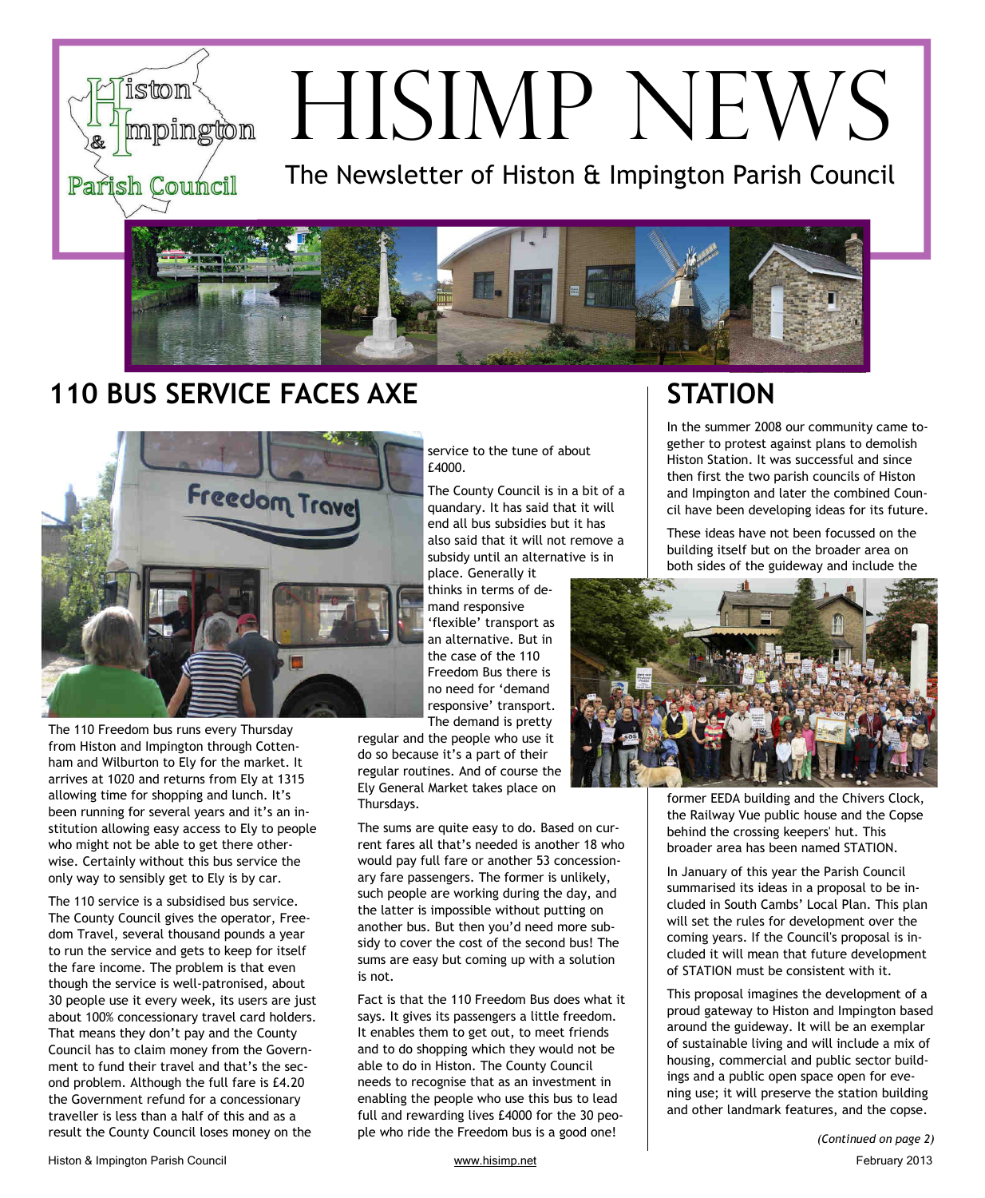# HISIMP NEWS

The Newsletter of Histon & Impington Parish Council

## 110 BUS SERVICE FACES AXE

The 110 Freedom bus runs every Thursday from Histon and Impington through Cottenham and Wilburton to Ely for the market. It arrives at 1020 and returns from Ely at 1315 allowing time for shopping and lunch. It's been running for several years and it's an institution allowing easy access to Ely to people who might not be able to get there otherwise. Certainly without this bus service the only way to sensibly get to Ely is by car.

The 110 service is a subsidised bus service. The County Council gives the operator, Freedom Travel, several thousand pounds a year to run the service and gets to keep for itself the fare income. The problem is that even though the service is well-patronised, about 30 people use it every week, its users are just about 100% concessionary travel card holders. That means they don't pay and the County Council has to claim money from the Government to fund their travel and that's the second problem. Although the full fare is £4.20 the Government refund for a concessionary traveller is less than a half of this and as a result the County Council loses money on the service to the tune of about £4000.

The County Council is in a bit of a quandary. It has said that it will end all bus subsidies but it has also said that it will not remove a subsidy until an alternative is in place. Generally it thinks in terms of demand responsive 'flexible' transport as an alternative. But in the case of the 110 Freedom Bus there is no need for 'demand responsive' transport. The demand is pretty regular and the people who use it do so because it's a part of their regular routines. And of course the Ely General Market takes place on Thursdays.

The sums are quite easy to do. Based on current fares all that's needed is another 18 who would pay full fare or another 53 concessionary fare passengers. The former is unlikely, such people are working during the day, and the latter is impossible without putting on another bus. But then you'd need more subsidy to cover the cost of the second bus! The sums are easy but coming up with a solution is not.

Fact is that the 110 Freedom Bus does what it says. It gives its passengers a little freedom. It enables them to get out, to meet friends and to do shopping which they would not be able to do in Histon. The County Council needs to recognise that as an investment in enabling the people who use this bus to lead full and rewarding lives £4000 for the 30 people who ride the Freedom bus is a good one!

## STATION

In the summer 2008 our community came together to protest against plans to demolish Histon Station. It was successful and since then first the two parish councils of Histon and Impington and later the combined Council have been developing ideas for its future.

These ideas have not been focussed on the building itself but on the broader area on both sides of the guideway and include the former EEDA building and the Chivers Clock, the Railway Vue public house and the Copse behind the crossing keepers' hut. This broader area has been named STATION.

In January of this year the Parish Council summarised its ideas in a proposal to be included in South Cambs' Local Plan. This plan will set the rules for development over the coming years. If the Council's proposal is included it will mean that future development of STATION must be consistent with it.

This proposal imagines the development of a proud gateway to Histon and Impington based around the guideway. It will be an exemplar of sustainable living and will include a mix of housing, commercial and public sector buildings and a public open space open for evening use; it will preserve the station building and other landmark features, and the copse.

*(Continued on page 2)*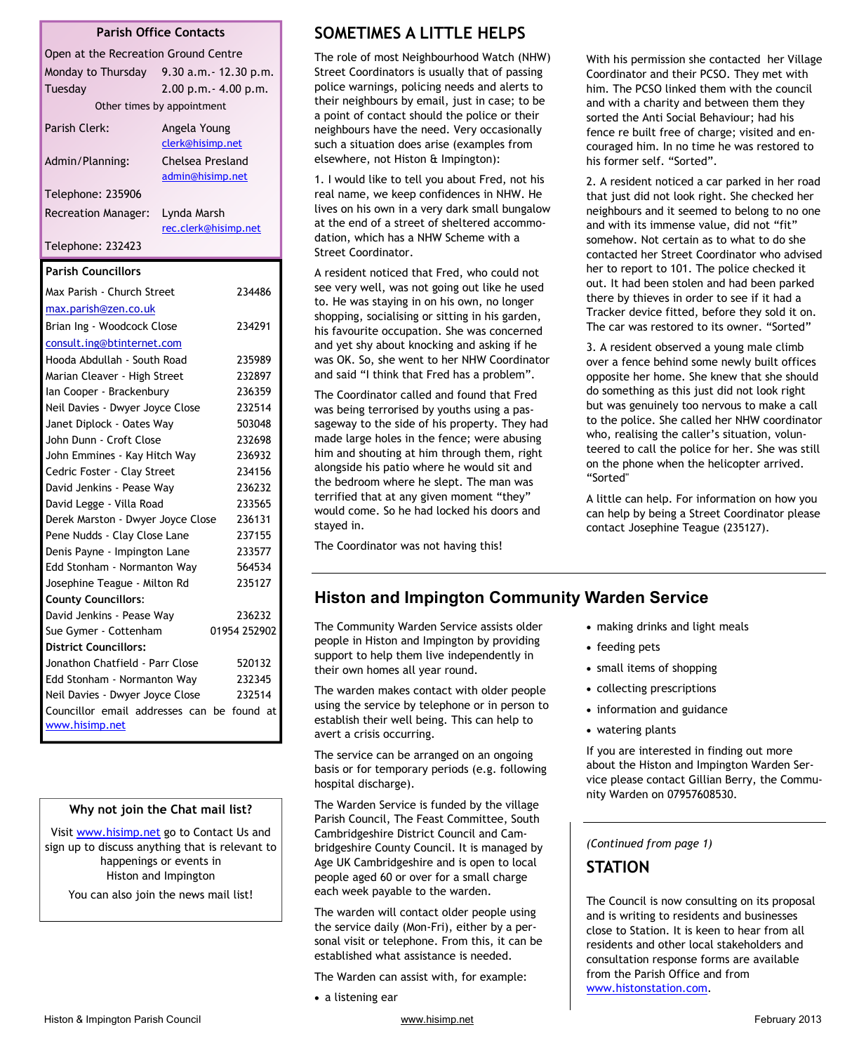## Parish Office Contacts

Open at the Recreation Ground Centre

| | |
|---|---|
| Monday to Thursday | 9.30 a.m.- 12.30 p.m. |
| Tuesday | 2.00 p.m.- 4.00 p.m. |

Other times by appointment

| | |
|---|---|
| Parish Clerk: | Angela Young clerk@hisimp.net |
| Admin/Planning: | Chelsea Presland admin@hisimp.net |

Telephone: 235906

| | |
|---|---|
| Recreation Manager: | Lynda Marsh rec.clerk@hisimp.net |

Telephone: 232423

## Parish Councillors

| | |
|---|---|
| Max Parish - Church Street max.parish@zen.co.uk | 234486 |
| Brian Ing - Woodcock Close consult.ing@btinternet.com | 234291 |
| Hooda Abdullah - South Road | 235989 |
| Marian Cleaver - High Street | 232897 |
| Ian Cooper - Brackenbury | 236359 |
| Neil Davies - Dwyer Joyce Close | 232514 |
| Janet Diplock - Oates Way | 503048 |
| John Dunn - Croft Close | 232698 |
| John Emmines - Kay Hitch Way | 236932 |
| Cedric Foster - Clay Street | 234156 |
| David Jenkins - Pease Way | 236232 |
| David Legge - Villa Road | 233565 |
| Derek Marston - Dwyer Joyce Close | 236131 |
| Pene Nudds - Clay Close Lane | 237155 |
| Denis Payne - Impington Lane | 233577 |
| Edd Stonham - Normanton Way | 564534 |
| Josephine Teague - Milton Rd | 235127 |
| **County Councillors:** | |
| David Jenkins - Pease Way | 236232 |
| Sue Gymer - Cottenham | 01954 252902 |
| **District Councillors:** | |
| Jonathon Chatfield - Parr Close | 520132 |
| Edd Stonham - Normanton Way | 232345 |
| Neil Davies - Dwyer Joyce Close | 232514 |

Councillor email addresses can be found at www.hisimp.net

### Why not join the Chat mail list?

Visit www.hisimp.net go to Contact Us and sign up to discuss anything that is relevant to happenings or events in Histon and Impington

You can also join the news mail list!

## SOMETIMES A LITTLE HELPS

The role of most Neighbourhood Watch (NHW) Street Coordinators is usually that of passing police warnings, policing needs and alerts to their neighbours by email, just in case; to be a point of contact should the police or their neighbours have the need. Very occasionally such a situation does arise (examples from elsewhere, not Histon & Impington):

1. I would like to tell you about Fred, not his real name, we keep confidences in NHW. He lives on his own in a very dark small bungalow at the end of a street of sheltered accommodation, which has a NHW Scheme with a Street Coordinator.

A resident noticed that Fred, who could not see very well, was not going out like he used to. He was staying in on his own, no longer shopping, socialising or sitting in his garden, his favourite occupation. She was concerned and yet shy about knocking and asking if he was OK. So, she went to her NHW Coordinator and said "I think that Fred has a problem".

The Coordinator called and found that Fred was being terrorised by youths using a passageway to the side of his property. They had made large holes in the fence; were abusing him and shouting at him through them, right alongside his patio where he would sit and the bedroom where he slept. The man was terrified that at any given moment "they" would come. So he had locked his doors and stayed in.

The Coordinator was not having this!

With his permission she contacted her Village Coordinator and their PCSO. They met with him. The PCSO linked them with the council and with a charity and between them they sorted the Anti Social Behaviour; had his fence re built free of charge; visited and encouraged him. In no time he was restored to his former self. "Sorted".

2. A resident noticed a car parked in her road that just did not look right. She checked her neighbours and it seemed to belong to no one and with its immense value, did not "fit" somehow. Not certain as to what to do she contacted her Street Coordinator who advised her to report to 101. The police checked it out. It had been stolen and had been parked there by thieves in order to see if it had a Tracker device fitted, before they sold it on. The car was restored to its owner. "Sorted"

3. A resident observed a young male climb over a fence behind some newly built offices opposite her home. She knew that she should do something as this just did not look right but was genuinely too nervous to make a call to the police. She called her NHW coordinator who, realising the caller's situation, volunteered to call the police for her. She was still on the phone when the helicopter arrived. "Sorted"

A little can help. For information on how you can help by being a Street Coordinator please contact Josephine Teague (235127).

## Histon and Impington Community Warden Service

The Community Warden Service assists older people in Histon and Impington by providing support to help them live independently in their own homes all year round.

The warden makes contact with older people using the service by telephone or in person to establish their well being. This can help to avert a crisis occurring.

The service can be arranged on an ongoing basis or for temporary periods (e.g. following hospital discharge).

The Warden Service is funded by the village Parish Council, The Feast Committee, South Cambridgeshire District Council and Cambridgeshire County Council. It is managed by Age UK Cambridgeshire and is open to local people aged 60 or over for a small charge each week payable to the warden.

The warden will contact older people using the service daily (Mon-Fri), either by a personal visit or telephone. From this, it can be established what assistance is needed.

The Warden can assist with, for example:

- a listening ear
- making drinks and light meals
- feeding pets
- small items of shopping
- collecting prescriptions
- information and guidance
- watering plants

If you are interested in finding out more about the Histon and Impington Warden Service please contact Gillian Berry, the Community Warden on 07957608530.

*(Continued from page 1)*

## STATION

The Council is now consulting on its proposal and is writing to residents and businesses close to Station. It is keen to hear from all residents and other local stakeholders and consultation response forms are available from the Parish Office and from www.histonstation.com.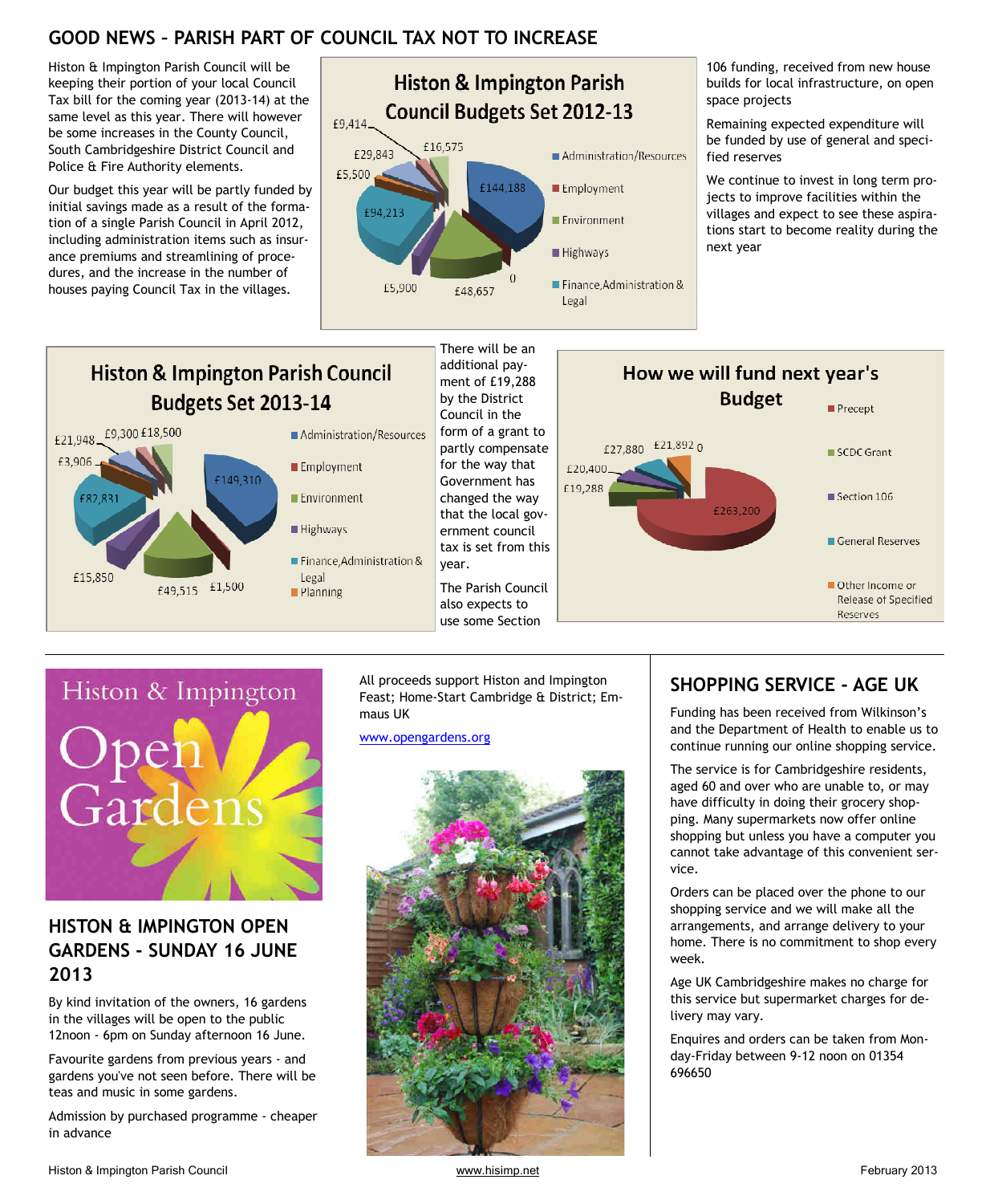## GOOD NEWS – PARISH PART OF COUNCIL TAX NOT TO INCREASE

Histon & Impington Parish Council will be keeping their portion of your local Council Tax bill for the coming year (2013-14) at the same level as this year. There will however be some increases in the County Council, South Cambridgeshire District Council and Police & Fire Authority elements.

Our budget this year will be partly funded by initial savings made as a result of the formation of a single Parish Council in April 2012, including administration items such as insurance premiums and streamlining of procedures, and the increase in the number of houses paying Council Tax in the villages.

**Histon & Impington Parish Council Budgets Set 2012-13**

| Category | Amount |
|---|---|
| Administration/Resources | £144,188 |
| Employment | 0 |
| Environment | £48,657 |
| Highways | £5,900 |
| Finance,Administration & Legal | £94,213 |
| | £5,500 |
| | £29,843 |
| | £9,414 |
| | £16,575 |

106 funding, received from new house builds for local infrastructure, on open space projects

Remaining expected expenditure will be funded by use of general and specified reserves

We continue to invest in long term projects to improve facilities within the villages and expect to see these aspirations start to become reality during the next year

**Histon & Impington Parish Council Budgets Set 2013-14**

| Category | Amount |
|---|---|
| Administration/Resources | £149,310 |
| Employment | £1,500 |
| Environment | £49,515 |
| Highways | £15,850 |
| Finance,Administration & Legal | £82,831 |
| Planning | |
| | £3,906 |
| | £21,948 |
| | £9,300 |
| | £18,500 |

There will be an additional payment of £19,288 by the District Council in the form of a grant to partly compensate for the way that Government has changed the way that the local government council tax is set from this year.

The Parish Council also expects to use some Section

**How we will fund next year's Budget**

| Source | Amount |
|---|---|
| Precept | £263,200 |
| SCDC Grant | £19,288 |
| Section 106 | £20,400 |
| General Reserves | £27,880 |
| Other Income or Release of Specified Reserves | £21,892 |
| | 0 |

---

Histon & Impington Open Gardens

## HISTON & IMPINGTON OPEN GARDENS - SUNDAY 16 JUNE 2013

By kind invitation of the owners, 16 gardens in the villages will be open to the public 12noon - 6pm on Sunday afternoon 16 June.

Favourite gardens from previous years - and gardens you've not seen before. There will be teas and music in some gardens.

Admission by purchased programme - cheaper in advance

All proceeds support Histon and Impington Feast; Home-Start Cambridge & District; Emmaus UK

www.opengardens.org

## SHOPPING SERVICE - AGE UK

Funding has been received from Wilkinson's and the Department of Health to enable us to continue running our online shopping service.

The service is for Cambridgeshire residents, aged 60 and over who are unable to, or may have difficulty in doing their grocery shopping. Many supermarkets now offer online shopping but unless you have a computer you cannot take advantage of this convenient service.

Orders can be placed over the phone to our shopping service and we will make all the arrangements, and arrange delivery to your home. There is no commitment to shop every week.

Age UK Cambridgeshire makes no charge for this service but supermarket charges for delivery may vary.

Enquires and orders can be taken from Monday-Friday between 9-12 noon on 01354 696650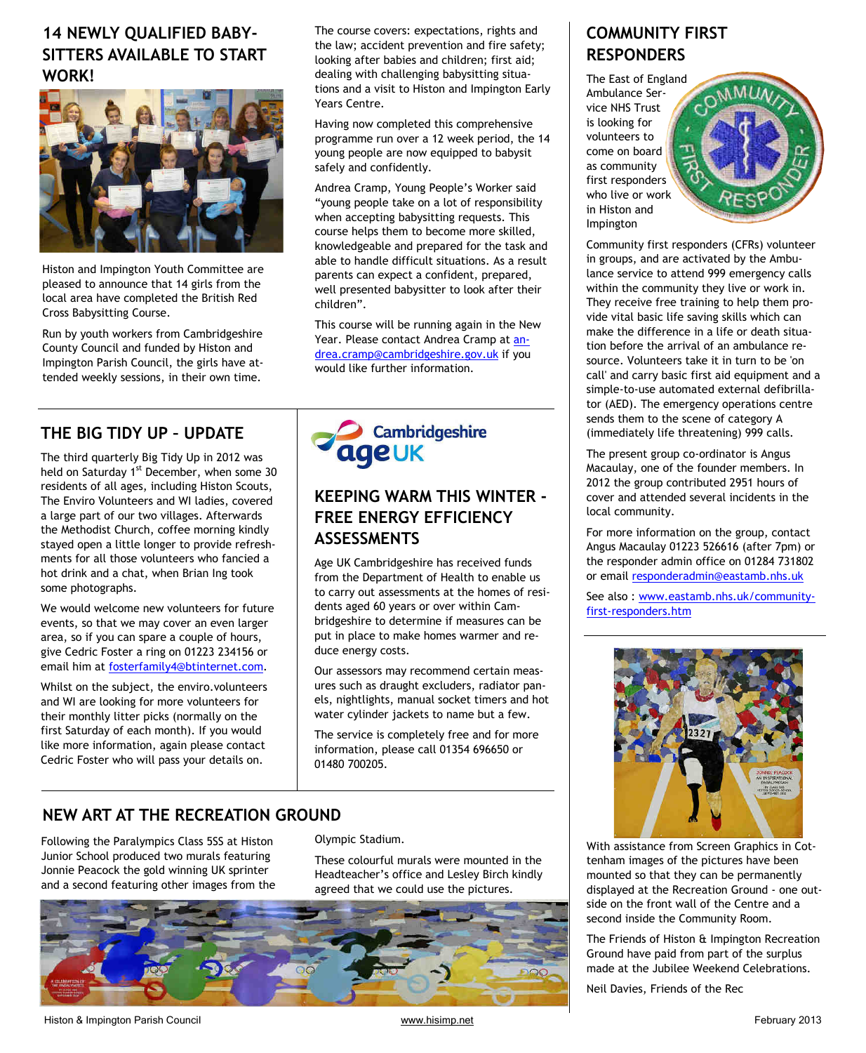## 14 NEWLY QUALIFIED BABY-SITTERS AVAILABLE TO START WORK!

Histon and Impington Youth Committee are pleased to announce that 14 girls from the local area have completed the British Red Cross Babysitting Course.

Run by youth workers from Cambridgeshire County Council and funded by Histon and Impington Parish Council, the girls have attended weekly sessions, in their own time.

The course covers: expectations, rights and the law; accident prevention and fire safety; looking after babies and children; first aid; dealing with challenging babysitting situations and a visit to Histon and Impington Early Years Centre.

Having now completed this comprehensive programme run over a 12 week period, the 14 young people are now equipped to babysit safely and confidently.

Andrea Cramp, Young People's Worker said "young people take on a lot of responsibility when accepting babysitting requests. This course helps them to become more skilled, knowledgeable and prepared for the task and able to handle difficult situations. As a result parents can expect a confident, prepared, well presented babysitter to look after their children".

This course will be running again in the New Year. Please contact Andrea Cramp at andrea.cramp@cambridgeshire.gov.uk if you would like further information.

## COMMUNITY FIRST RESPONDERS

The East of England Ambulance Service NHS Trust is looking for volunteers to come on board as community first responders who live or work in Histon and Impington

Community first responders (CFRs) volunteer in groups, and are activated by the Ambulance service to attend 999 emergency calls within the community they live or work in. They receive free training to help them provide vital basic life saving skills which can make the difference in a life or death situation before the arrival of an ambulance resource. Volunteers take it in turn to be 'on call' and carry basic first aid equipment and a simple-to-use automated external defibrillator (AED). The emergency operations centre sends them to the scene of category A (immediately life threatening) 999 calls.

The present group co-ordinator is Angus Macaulay, one of the founder members. In 2012 the group contributed 2951 hours of cover and attended several incidents in the local community.

For more information on the group, contact Angus Macaulay 01223 526616 (after 7pm) or the responder admin office on 01284 731802 or email responderadmin@eastamb.nhs.uk

See also : www.eastamb.nhs.uk/community-first-responders.htm

## THE BIG TIDY UP – UPDATE

The third quarterly Big Tidy Up in 2012 was held on Saturday 1st December, when some 30 residents of all ages, including Histon Scouts, The Enviro Volunteers and WI ladies, covered a large part of our two villages. Afterwards the Methodist Church, coffee morning kindly stayed open a little longer to provide refreshments for all those volunteers who fancied a hot drink and a chat, when Brian Ing took some photographs.

We would welcome new volunteers for future events, so that we may cover an even larger area, so if you can spare a couple of hours, give Cedric Foster a ring on 01223 234156 or email him at fosterfamily4@btinternet.com.

Whilst on the subject, the enviro.volunteers and WI are looking for more volunteers for their monthly litter picks (normally on the first Saturday of each month). If you would like more information, again please contact Cedric Foster who will pass your details on.

Cambridgeshire ageUK

## KEEPING WARM THIS WINTER - FREE ENERGY EFFICIENCY ASSESSMENTS

Age UK Cambridgeshire has received funds from the Department of Health to enable us to carry out assessments at the homes of residents aged 60 years or over within Cambridgeshire to determine if measures can be put in place to make homes warmer and reduce energy costs.

Our assessors may recommend certain measures such as draught excluders, radiator panels, nightlights, manual socket timers and hot water cylinder jackets to name but a few.

The service is completely free and for more information, please call 01354 696650 or 01480 700205.

## NEW ART AT THE RECREATION GROUND

Following the Paralympics Class 5SS at Histon Junior School produced two murals featuring Jonnie Peacock the gold winning UK sprinter and a second featuring other images from the Olympic Stadium.

These colourful murals were mounted in the Headteacher's office and Lesley Birch kindly agreed that we could use the pictures.

With assistance from Screen Graphics in Cottenham images of the pictures have been mounted so that they can be permanently displayed at the Recreation Ground - one outside on the front wall of the Centre and a second inside the Community Room.

The Friends of Histon & Impington Recreation Ground have paid from part of the surplus made at the Jubilee Weekend Celebrations.

Neil Davies, Friends of the Rec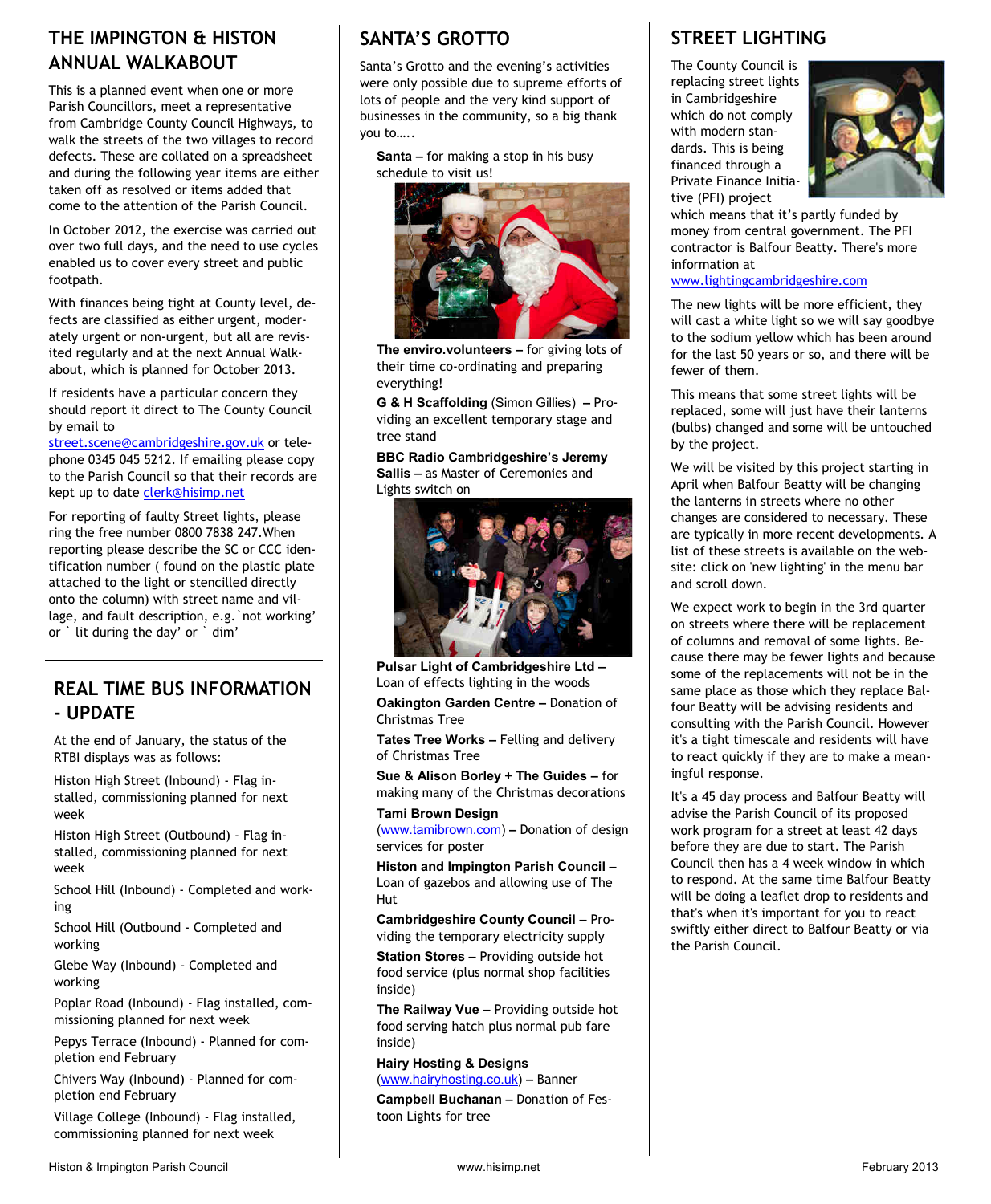## THE IMPINGTON & HISTON ANNUAL WALKABOUT

This is a planned event when one or more Parish Councillors, meet a representative from Cambridge County Council Highways, to walk the streets of the two villages to record defects. These are collated on a spreadsheet and during the following year items are either taken off as resolved or items added that come to the attention of the Parish Council.

In October 2012, the exercise was carried out over two full days, and the need to use cycles enabled us to cover every street and public footpath.

With finances being tight at County level, defects are classified as either urgent, moderately urgent or non-urgent, but all are revisited regularly and at the next Annual Walkabout, which is planned for October 2013.

If residents have a particular concern they should report it direct to The County Council by email to street.scene@cambridgeshire.gov.uk or telephone 0345 045 5212. If emailing please copy to the Parish Council so that their records are kept up to date clerk@hisimp.net

For reporting of faulty Street lights, please ring the free number 0800 7838 247.When reporting please describe the SC or CCC identification number ( found on the plastic plate attached to the light or stencilled directly onto the column) with street name and village, and fault description, e.g.`not working' or ` lit during the day' or ` dim'

## REAL TIME BUS INFORMATION - UPDATE

At the end of January, the status of the RTBI displays was as follows:

Histon High Street (Inbound) - Flag installed, commissioning planned for next week

Histon High Street (Outbound) - Flag installed, commissioning planned for next week

School Hill (Inbound) - Completed and working

School Hill (Outbound - Completed and working

Glebe Way (Inbound) - Completed and working

Poplar Road (Inbound) - Flag installed, commissioning planned for next week

Pepys Terrace (Inbound) - Planned for completion end February

Chivers Way (Inbound) - Planned for completion end February

Village College (Inbound) - Flag installed, commissioning planned for next week

## SANTA'S GROTTO

Santa's Grotto and the evening's activities were only possible due to supreme efforts of lots of people and the very kind support of businesses in the community, so a big thank you to…..

**Santa –** for making a stop in his busy schedule to visit us!

**The enviro.volunteers –** for giving lots of their time co-ordinating and preparing everything!

**G & H Scaffolding** (Simon Gillies) **–** Providing an excellent temporary stage and tree stand

**BBC Radio Cambridgeshire's Jeremy Sallis –** as Master of Ceremonies and Lights switch on

**Pulsar Light of Cambridgeshire Ltd –** Loan of effects lighting in the woods

**Oakington Garden Centre –** Donation of Christmas Tree

**Tates Tree Works –** Felling and delivery of Christmas Tree

**Sue & Alison Borley + The Guides –** for making many of the Christmas decorations

**Tami Brown Design** (www.tamibrown.com) **–** Donation of design services for poster

**Histon and Impington Parish Council –** Loan of gazebos and allowing use of The Hut

**Cambridgeshire County Council –** Providing the temporary electricity supply

**Station Stores –** Providing outside hot food service (plus normal shop facilities inside)

**The Railway Vue –** Providing outside hot food serving hatch plus normal pub fare inside)

**Hairy Hosting & Designs** (www.hairyhosting.co.uk) **–** Banner

**Campbell Buchanan –** Donation of Festoon Lights for tree

## STREET LIGHTING

The County Council is replacing street lights in Cambridgeshire which do not comply with modern standards. This is being financed through a Private Finance Initiative (PFI) project which means that it's partly funded by money from central government. The PFI contractor is Balfour Beatty. There's more information at www.lightingcambridgeshire.com

The new lights will be more efficient, they will cast a white light so we will say goodbye to the sodium yellow which has been around for the last 50 years or so, and there will be fewer of them.

This means that some street lights will be replaced, some will just have their lanterns (bulbs) changed and some will be untouched by the project.

We will be visited by this project starting in April when Balfour Beatty will be changing the lanterns in streets where no other changes are considered to necessary. These are typically in more recent developments. A list of these streets is available on the website: click on 'new lighting' in the menu bar and scroll down.

We expect work to begin in the 3rd quarter on streets where there will be replacement of columns and removal of some lights. Because there may be fewer lights and because some of the replacements will not be in the same place as those which they replace Balfour Beatty will be advising residents and consulting with the Parish Council. However it's a tight timescale and residents will have to react quickly if they are to make a meaningful response.

It's a 45 day process and Balfour Beatty will advise the Parish Council of its proposed work program for a street at least 42 days before they are due to start. The Parish Council then has a 4 week window in which to respond. At the same time Balfour Beatty will be doing a leaflet drop to residents and that's when it's important for you to react swiftly either direct to Balfour Beatty or via the Parish Council.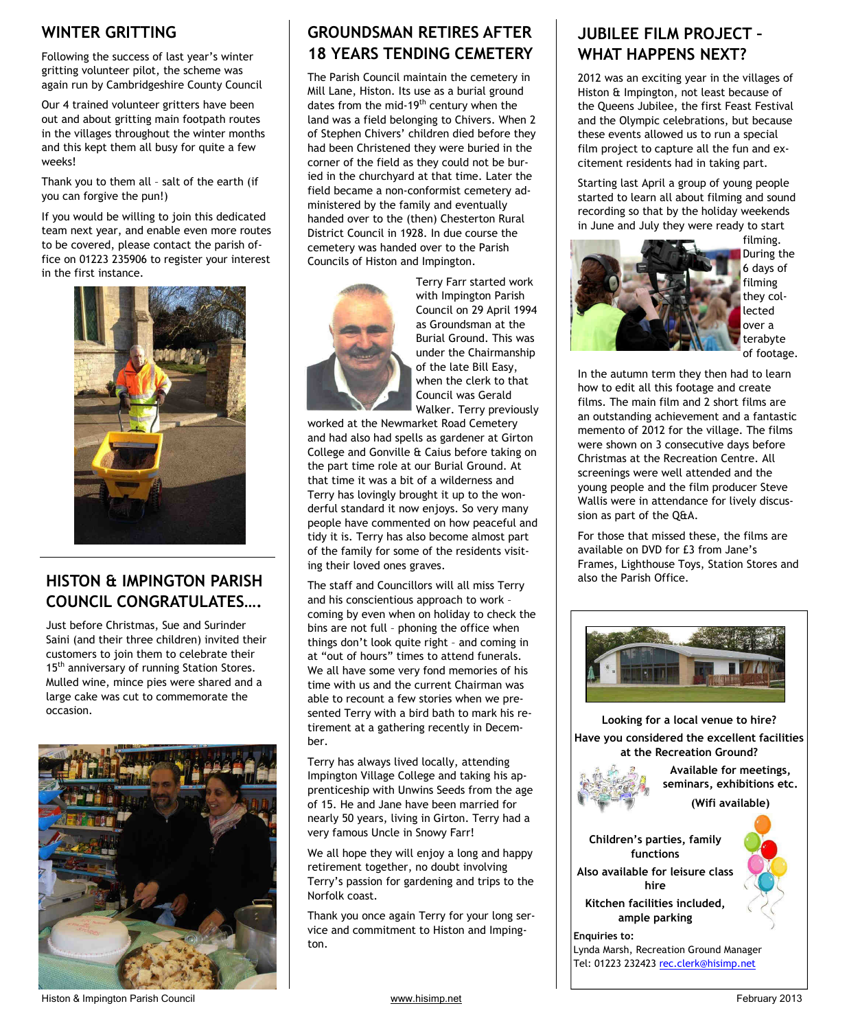## WINTER GRITTING

Following the success of last year's winter gritting volunteer pilot, the scheme was again run by Cambridgeshire County Council

Our 4 trained volunteer gritters have been out and about gritting main footpath routes in the villages throughout the winter months and this kept them all busy for quite a few weeks!

Thank you to them all – salt of the earth (if you can forgive the pun!)

If you would be willing to join this dedicated team next year, and enable even more routes to be covered, please contact the parish office on 01223 235906 to register your interest in the first instance.

## HISTON & IMPINGTON PARISH COUNCIL CONGRATULATES….

Just before Christmas, Sue and Surinder Saini (and their three children) invited their customers to join them to celebrate their 15th anniversary of running Station Stores. Mulled wine, mince pies were shared and a large cake was cut to commemorate the occasion.

## GROUNDSMAN RETIRES AFTER 18 YEARS TENDING CEMETERY

The Parish Council maintain the cemetery in Mill Lane, Histon. Its use as a burial ground dates from the mid-19th century when the land was a field belonging to Chivers. When 2 of Stephen Chivers' children died before they had been Christened they were buried in the corner of the field as they could not be buried in the churchyard at that time. Later the field became a non-conformist cemetery administered by the family and eventually handed over to the (then) Chesterton Rural District Council in 1928. In due course the cemetery was handed over to the Parish Councils of Histon and Impington.

Terry Farr started work with Impington Parish Council on 29 April 1994 as Groundsman at the Burial Ground. This was under the Chairmanship of the late Bill Easy, when the clerk to that Council was Gerald Walker. Terry previously worked at the Newmarket Road Cemetery and had also had spells as gardener at Girton College and Gonville & Caius before taking on the part time role at our Burial Ground. At that time it was a bit of a wilderness and Terry has lovingly brought it up to the wonderful standard it now enjoys. So very many people have commented on how peaceful and tidy it is. Terry has also become almost part of the family for some of the residents visiting their loved ones graves.

The staff and Councillors will all miss Terry and his conscientious approach to work – coming by even when on holiday to check the bins are not full – phoning the office when things don't look quite right – and coming in at "out of hours" times to attend funerals. We all have some very fond memories of his time with us and the current Chairman was able to recount a few stories when we presented Terry with a bird bath to mark his retirement at a gathering recently in December.

Terry has always lived locally, attending Impington Village College and taking his apprenticeship with Unwins Seeds from the age of 15. He and Jane have been married for nearly 50 years, living in Girton. Terry had a very famous Uncle in Snowy Farr!

We all hope they will enjoy a long and happy retirement together, no doubt involving Terry's passion for gardening and trips to the Norfolk coast.

Thank you once again Terry for your long service and commitment to Histon and Impington.

## JUBILEE FILM PROJECT – WHAT HAPPENS NEXT?

2012 was an exciting year in the villages of Histon & Impington, not least because of the Queens Jubilee, the first Feast Festival and the Olympic celebrations, but because these events allowed us to run a special film project to capture all the fun and excitement residents had in taking part.

Starting last April a group of young people started to learn all about filming and sound recording so that by the holiday weekends in June and July they were ready to start filming. During the 6 days of filming they collected over a terabyte of footage.

In the autumn term they then had to learn how to edit all this footage and create films. The main film and 2 short films are an outstanding achievement and a fantastic memento of 2012 for the village. The films were shown on 3 consecutive days before Christmas at the Recreation Centre. All screenings were well attended and the young people and the film producer Steve Wallis were in attendance for lively discussion as part of the Q&A.

For those that missed these, the films are available on DVD for £3 from Jane's Frames, Lighthouse Toys, Station Stores and also the Parish Office.

**Looking for a local venue to hire?**

**Have you considered the excellent facilities at the Recreation Ground?**

**Available for meetings, seminars, exhibitions etc.**

**(Wifi available)**

**Children's parties, family functions**

**Also available for leisure class hire**

**Kitchen facilities included, ample parking**

**Enquiries to:**

Lynda Marsh, Recreation Ground Manager
Tel: 01223 232423 rec.clerk@hisimp.net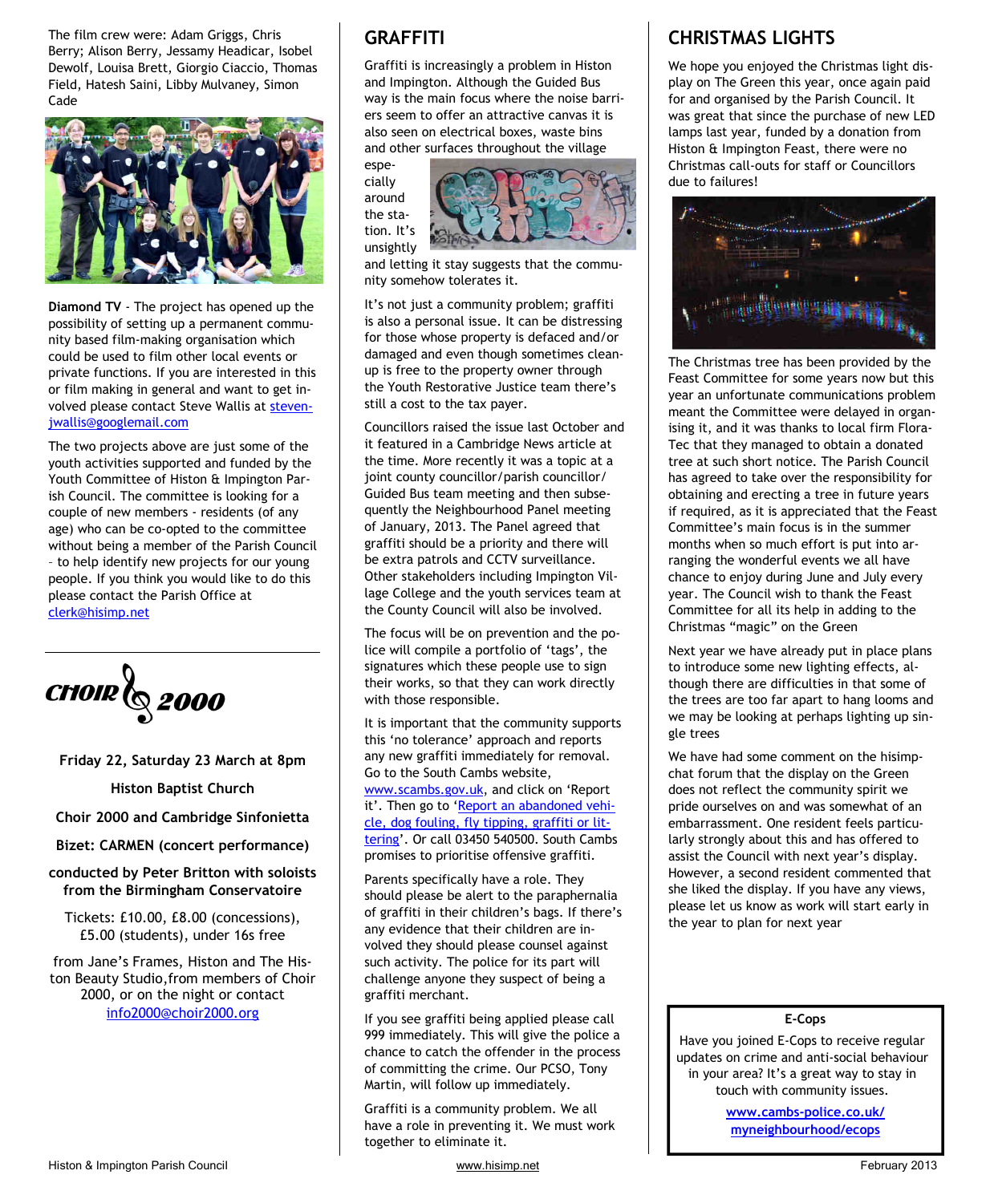The film crew were: Adam Griggs, Chris Berry; Alison Berry, Jessamy Headicar, Isobel Dewolf, Louisa Brett, Giorgio Ciaccio, Thomas Field, Hatesh Saini, Libby Mulvaney, Simon Cade

**Diamond TV** - The project has opened up the possibility of setting up a permanent community based film-making organisation which could be used to film other local events or private functions. If you are interested in this or film making in general and want to get involved please contact Steve Wallis at stevenjwallis@googlemail.com

The two projects above are just some of the youth activities supported and funded by the Youth Committee of Histon & Impington Parish Council. The committee is looking for a couple of new members - residents (of any age) who can be co-opted to the committee without being a member of the Parish Council – to help identify new projects for our young people. If you think you would like to do this please contact the Parish Office at clerk@hisimp.net

**CHOIR 2000**

**Friday 22, Saturday 23 March at 8pm**

**Histon Baptist Church**

**Choir 2000 and Cambridge Sinfonietta**

**Bizet: CARMEN (concert performance)**

**conducted by Peter Britton with soloists from the Birmingham Conservatoire**

Tickets: £10.00, £8.00 (concessions), £5.00 (students), under 16s free

from Jane's Frames, Histon and The Histon Beauty Studio, from members of Choir 2000, or on the night or contact info2000@choir2000.org

## GRAFFITI

Graffiti is increasingly a problem in Histon and Impington. Although the Guided Bus way is the main focus where the noise barriers seem to offer an attractive canvas it is also seen on electrical boxes, waste bins and other surfaces throughout the village especially around the station. It's unsightly and letting it stay suggests that the community somehow tolerates it.

It's not just a community problem; graffiti is also a personal issue. It can be distressing for those whose property is defaced and/or damaged and even though sometimes clean-up is free to the property owner through the Youth Restorative Justice team there's still a cost to the tax payer.

Councillors raised the issue last October and it featured in a Cambridge News article at the time. More recently it was a topic at a joint county councillor/parish councillor/ Guided Bus team meeting and then subsequently the Neighbourhood Panel meeting of January, 2013. The Panel agreed that graffiti should be a priority and there will be extra patrols and CCTV surveillance. Other stakeholders including Impington Village College and the youth services team at the County Council will also be involved.

The focus will be on prevention and the police will compile a portfolio of 'tags', the signatures which these people use to sign their works, so that they can work directly with those responsible.

It is important that the community supports this 'no tolerance' approach and reports any new graffiti immediately for removal. Go to the South Cambs website, www.scambs.gov.uk, and click on 'Report it'. Then go to 'Report an abandoned vehicle, dog fouling, fly tipping, graffiti or littering'. Or call 03450 540500. South Cambs promises to prioritise offensive graffiti.

Parents specifically have a role. They should please be alert to the paraphernalia of graffiti in their children's bags. If there's any evidence that their children are involved they should please counsel against such activity. The police for its part will challenge anyone they suspect of being a graffiti merchant.

If you see graffiti being applied please call 999 immediately. This will give the police a chance to catch the offender in the process of committing the crime. Our PCSO, Tony Martin, will follow up immediately.

Graffiti is a community problem. We all have a role in preventing it. We must work together to eliminate it.

## CHRISTMAS LIGHTS

We hope you enjoyed the Christmas light display on The Green this year, once again paid for and organised by the Parish Council. It was great that since the purchase of new LED lamps last year, funded by a donation from Histon & Impington Feast, there were no Christmas call-outs for staff or Councillors due to failures!

The Christmas tree has been provided by the Feast Committee for some years now but this year an unfortunate communications problem meant the Committee were delayed in organising it, and it was thanks to local firm Flora-Tec that they managed to obtain a donated tree at such short notice. The Parish Council has agreed to take over the responsibility for obtaining and erecting a tree in future years if required, as it is appreciated that the Feast Committee's main focus is in the summer months when so much effort is put into arranging the wonderful events we all have chance to enjoy during June and July every year. The Council wish to thank the Feast Committee for all its help in adding to the Christmas "magic" on the Green

Next year we have already put in place plans to introduce some new lighting effects, although there are difficulties in that some of the trees are too far apart to hang looms and we may be looking at perhaps lighting up single trees

We have had some comment on the hisimp-chat forum that the display on the Green does not reflect the community spirit we pride ourselves on and was somewhat of an embarrassment. One resident feels particularly strongly about this and has offered to assist the Council with next year's display. However, a second resident commented that she liked the display. If you have any views, please let us know as work will start early in the year to plan for next year

**E-Cops**

Have you joined E-Cops to receive regular updates on crime and anti-social behaviour in your area? It's a great way to stay in touch with community issues.

**www.cambs-police.co.uk/myneighbourhood/ecops**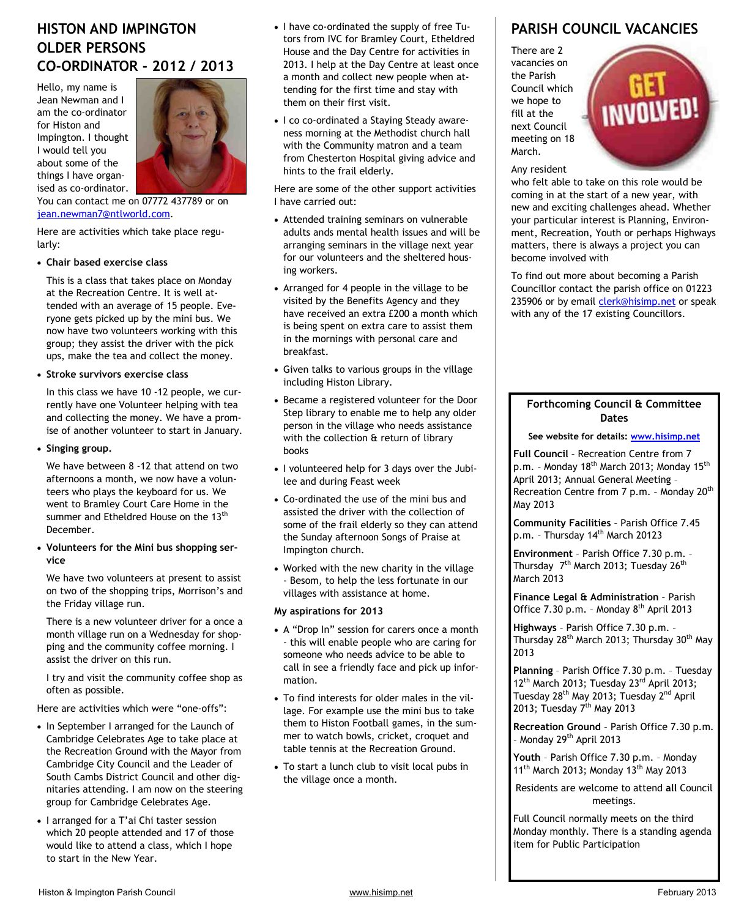## HISTON AND IMPINGTON OLDER PERSONS CO-ORDINATOR - 2012 / 2013

Hello, my name is Jean Newman and I am the co-ordinator for Histon and Impington. I thought I would tell you about some of the things I have organised as co-ordinator. You can contact me on 07772 437789 or on jean.newman7@ntlworld.com.

Here are activities which take place regularly:

- **Chair based exercise class**

  This is a class that takes place on Monday at the Recreation Centre. It is well attended with an average of 15 people. Everyone gets picked up by the mini bus. We now have two volunteers working with this group; they assist the driver with the pick ups, make the tea and collect the money.

- **Stroke survivors exercise class**

  In this class we have 10 -12 people, we currently have one Volunteer helping with tea and collecting the money. We have a promise of another volunteer to start in January.

- **Singing group.**

  We have between 8 -12 that attend on two afternoons a month, we now have a volunteers who plays the keyboard for us. We went to Bramley Court Care Home in the summer and Etheldred House on the 13th December.

- **Volunteers for the Mini bus shopping service**

  We have two volunteers at present to assist on two of the shopping trips, Morrison's and the Friday village run.

  There is a new volunteer driver for a once a month village run on a Wednesday for shopping and the community coffee morning. I assist the driver on this run.

  I try and visit the community coffee shop as often as possible.

Here are activities which were "one-offs":

- In September I arranged for the Launch of Cambridge Celebrates Age to take place at the Recreation Ground with the Mayor from Cambridge City Council and the Leader of South Cambs District Council and other dignitaries attending. I am now on the steering group for Cambridge Celebrates Age.
- I arranged for a T'ai Chi taster session which 20 people attended and 17 of those would like to attend a class, which I hope to start in the New Year.
- I have co-ordinated the supply of free Tutors from IVC for Bramley Court, Etheldred House and the Day Centre for activities in 2013. I help at the Day Centre at least once a month and collect new people when attending for the first time and stay with them on their first visit.
- I co co-ordinated a Staying Steady awareness morning at the Methodist church hall with the Community matron and a team from Chesterton Hospital giving advice and hints to the frail elderly.

Here are some of the other support activities I have carried out:

- Attended training seminars on vulnerable adults ands mental health issues and will be arranging seminars in the village next year for our volunteers and the sheltered housing workers.
- Arranged for 4 people in the village to be visited by the Benefits Agency and they have received an extra £200 a month which is being spent on extra care to assist them in the mornings with personal care and breakfast.
- Given talks to various groups in the village including Histon Library.
- Became a registered volunteer for the Door Step library to enable me to help any older person in the village who needs assistance with the collection & return of library books
- I volunteered help for 3 days over the Jubilee and during Feast week
- Co-ordinated the use of the mini bus and assisted the driver with the collection of some of the frail elderly so they can attend the Sunday afternoon Songs of Praise at Impington church.
- Worked with the new charity in the village - Besom, to help the less fortunate in our villages with assistance at home.

**My aspirations for 2013**

- A "Drop In" session for carers once a month - this will enable people who are caring for someone who needs advice to be able to call in see a friendly face and pick up information.
- To find interests for older males in the village. For example use the mini bus to take them to Histon Football games, in the summer to watch bowls, cricket, croquet and table tennis at the Recreation Ground.
- To start a lunch club to visit local pubs in the village once a month.

## PARISH COUNCIL VACANCIES

There are 2 vacancies on the Parish Council which we hope to fill at the next Council meeting on 18 March.

Any resident who felt able to take on this role would be coming in at the start of a new year, with new and exciting challenges ahead. Whether your particular interest is Planning, Environment, Recreation, Youth or perhaps Highways matters, there is always a project you can become involved with

To find out more about becoming a Parish Councillor contact the parish office on 01223 235906 or by email clerk@hisimp.net or speak with any of the 17 existing Councillors.

### Forthcoming Council & Committee Dates

**See website for details: www.hisimp.net**

**Full Council** – Recreation Centre from 7 p.m. – Monday 18th March 2013; Monday 15th April 2013; Annual General Meeting – Recreation Centre from 7 p.m. – Monday 20th May 2013

**Community Facilities** – Parish Office 7.45 p.m. – Thursday 14th March 20123

**Environment** – Parish Office 7.30 p.m. – Thursday 7th March 2013; Tuesday 26th March 2013

**Finance Legal & Administration** – Parish Office 7.30 p.m. – Monday 8th April 2013

**Highways** – Parish Office 7.30 p.m. – Thursday 28th March 2013; Thursday 30th May 2013

**Planning** – Parish Office 7.30 p.m. – Tuesday 12th March 2013; Tuesday 23rd April 2013; Tuesday 28th May 2013; Tuesday 2nd April 2013; Tuesday 7th May 2013

**Recreation Ground** – Parish Office 7.30 p.m. – Monday 29th April 2013

**Youth** – Parish Office 7.30 p.m. – Monday 11th March 2013; Monday 13th May 2013

Residents are welcome to attend **all** Council meetings.

Full Council normally meets on the third Monday monthly. There is a standing agenda item for Public Participation